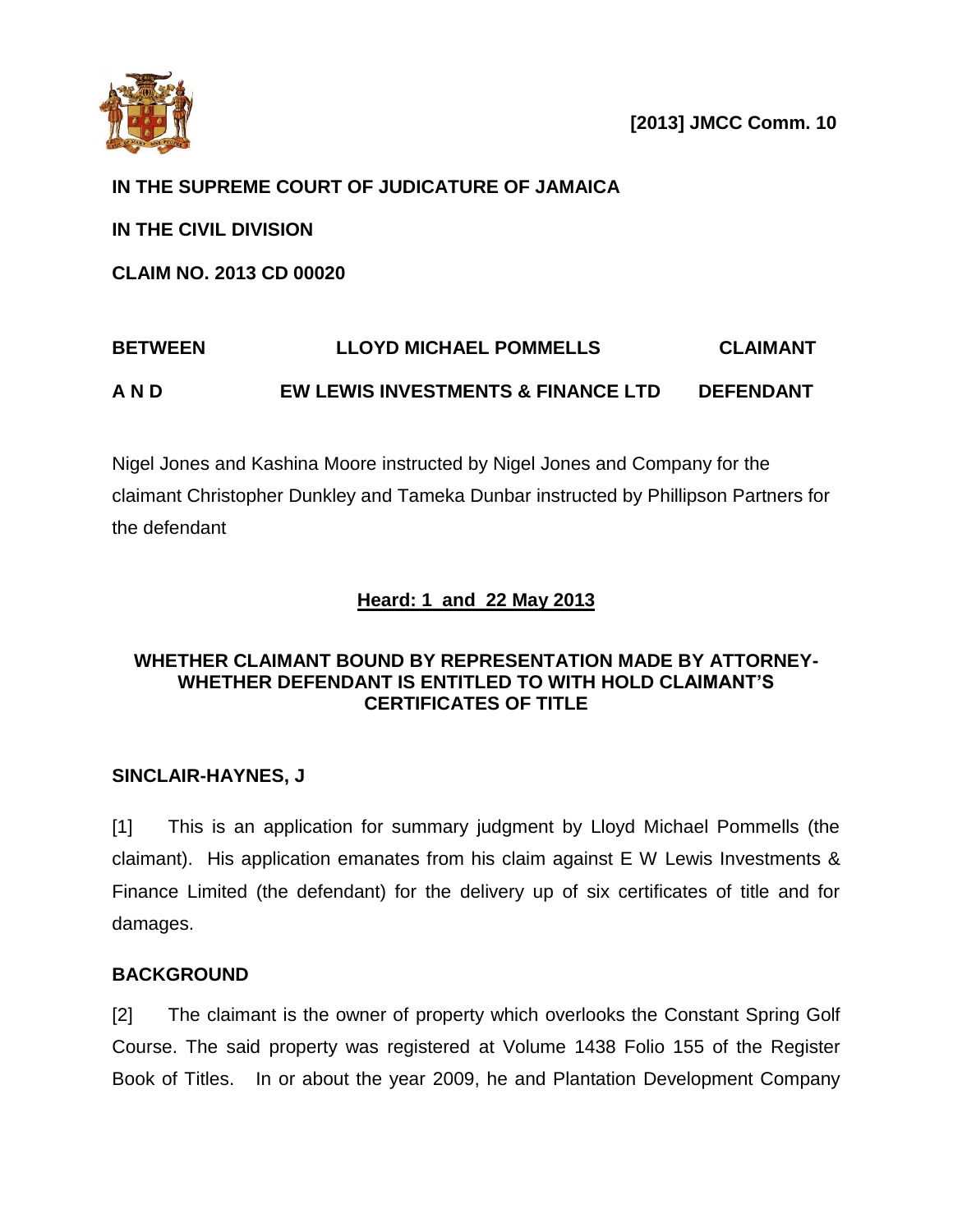**[2013] JMCC Comm. 10**

**IN THE SUPREME COURT OF JUDICATURE OF JAMAICA**

**IN THE CIVIL DIVISION**

**CLAIM NO. 2013 CD 00020**

| | | |
|---|---|---|
| **BETWEEN** | **LLOYD MICHAEL POMMELLS** | **CLAIMANT** |
| **A N D** | **EW LEWIS INVESTMENTS & FINANCE LTD** | **DEFENDANT** |

Nigel Jones and Kashina Moore instructed by Nigel Jones and Company for the claimant Christopher Dunkley and Tameka Dunbar instructed by Phillipson Partners for the defendant

**Heard: 1 and 22 May 2013**

**WHETHER CLAIMANT BOUND BY REPRESENTATION MADE BY ATTORNEY- WHETHER DEFENDANT IS ENTITLED TO WITH HOLD CLAIMANT'S CERTIFICATES OF TITLE**

**SINCLAIR-HAYNES, J**

[1] This is an application for summary judgment by Lloyd Michael Pommells (the claimant). His application emanates from his claim against E W Lewis Investments & Finance Limited (the defendant) for the delivery up of six certificates of title and for damages.

**BACKGROUND**

[2] The claimant is the owner of property which overlooks the Constant Spring Golf Course. The said property was registered at Volume 1438 Folio 155 of the Register Book of Titles. In or about the year 2009, he and Plantation Development Company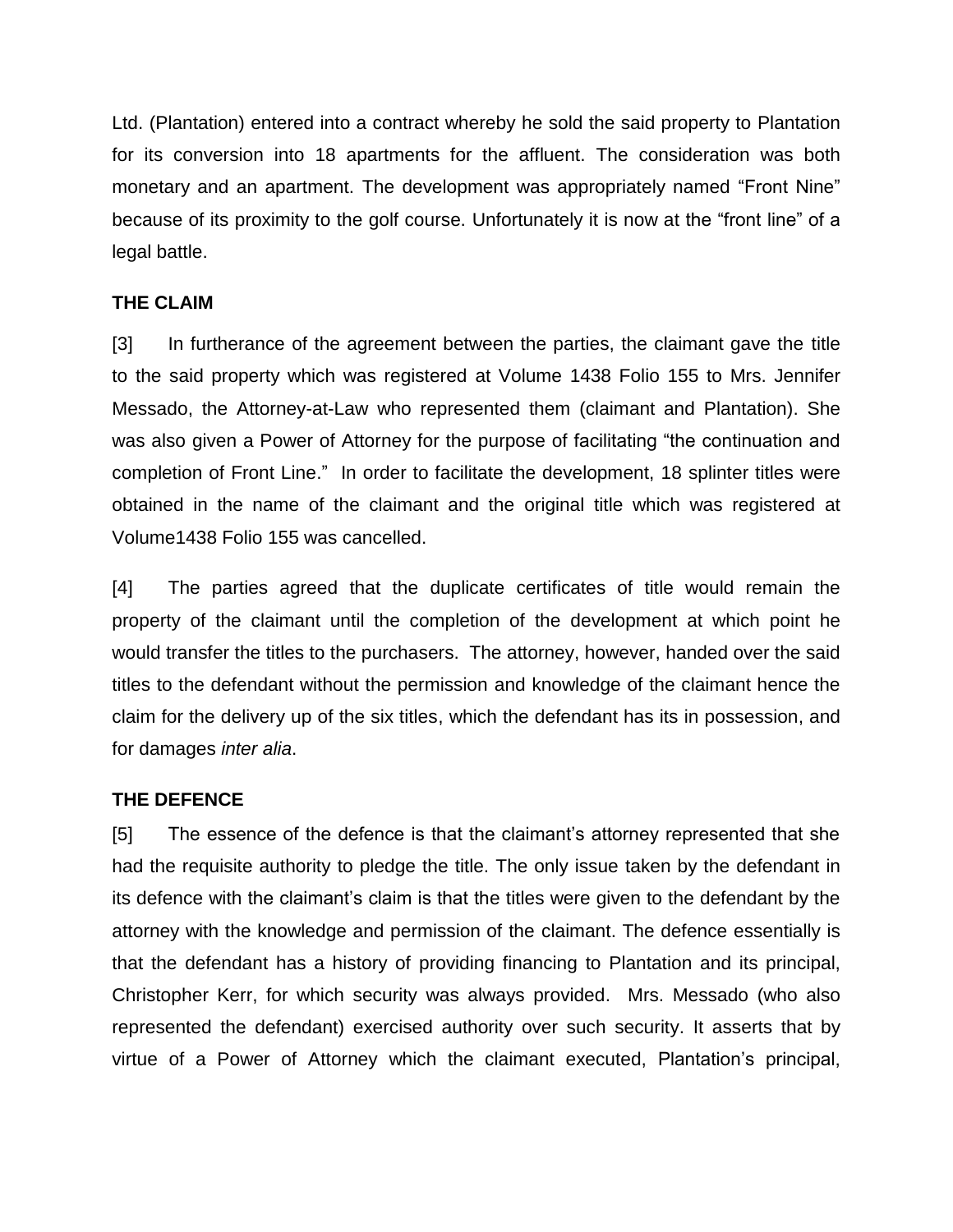Ltd. (Plantation) entered into a contract whereby he sold the said property to Plantation for its conversion into 18 apartments for the affluent. The consideration was both monetary and an apartment. The development was appropriately named "Front Nine" because of its proximity to the golf course. Unfortunately it is now at the "front line" of a legal battle.

**THE CLAIM**

[3] In furtherance of the agreement between the parties, the claimant gave the title to the said property which was registered at Volume 1438 Folio 155 to Mrs. Jennifer Messado, the Attorney-at-Law who represented them (claimant and Plantation). She was also given a Power of Attorney for the purpose of facilitating "the continuation and completion of Front Line." In order to facilitate the development, 18 splinter titles were obtained in the name of the claimant and the original title which was registered at Volume1438 Folio 155 was cancelled.

[4] The parties agreed that the duplicate certificates of title would remain the property of the claimant until the completion of the development at which point he would transfer the titles to the purchasers. The attorney, however, handed over the said titles to the defendant without the permission and knowledge of the claimant hence the claim for the delivery up of the six titles, which the defendant has its in possession, and for damages *inter alia*.

**THE DEFENCE**

[5] The essence of the defence is that the claimant's attorney represented that she had the requisite authority to pledge the title. The only issue taken by the defendant in its defence with the claimant's claim is that the titles were given to the defendant by the attorney with the knowledge and permission of the claimant. The defence essentially is that the defendant has a history of providing financing to Plantation and its principal, Christopher Kerr, for which security was always provided. Mrs. Messado (who also represented the defendant) exercised authority over such security. It asserts that by virtue of a Power of Attorney which the claimant executed, Plantation's principal,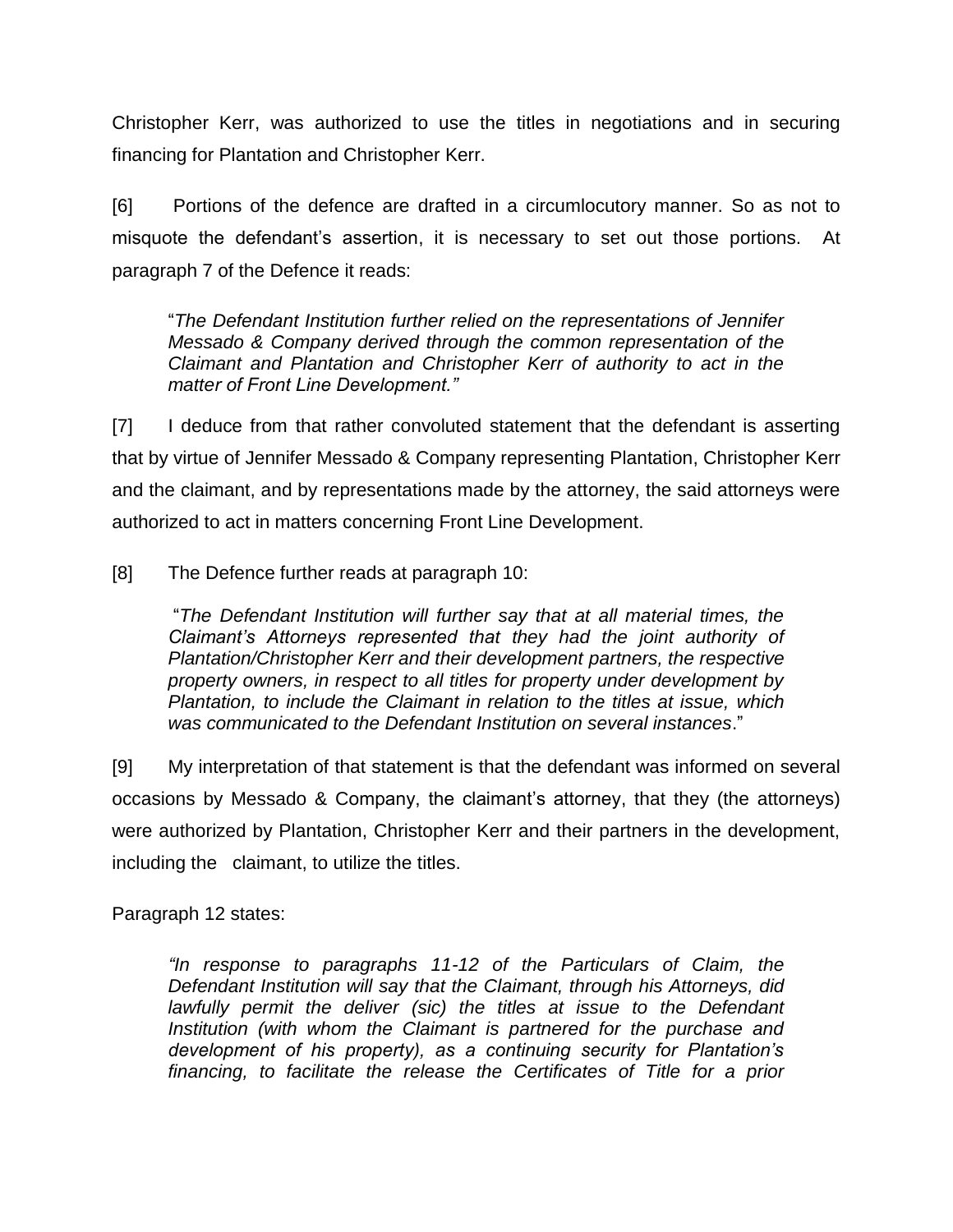Christopher Kerr, was authorized to use the titles in negotiations and in securing financing for Plantation and Christopher Kerr.

[6] Portions of the defence are drafted in a circumlocutory manner. So as not to misquote the defendant's assertion, it is necessary to set out those portions. At paragraph 7 of the Defence it reads:

> "*The Defendant Institution further relied on the representations of Jennifer Messado & Company derived through the common representation of the Claimant and Plantation and Christopher Kerr of authority to act in the matter of Front Line Development.*"

[7] I deduce from that rather convoluted statement that the defendant is asserting that by virtue of Jennifer Messado & Company representing Plantation, Christopher Kerr and the claimant, and by representations made by the attorney, the said attorneys were authorized to act in matters concerning Front Line Development.

[8] The Defence further reads at paragraph 10:

> "*The Defendant Institution will further say that at all material times, the Claimant's Attorneys represented that they had the joint authority of Plantation/Christopher Kerr and their development partners, the respective property owners, in respect to all titles for property under development by Plantation, to include the Claimant in relation to the titles at issue, which was communicated to the Defendant Institution on several instances*."

[9] My interpretation of that statement is that the defendant was informed on several occasions by Messado & Company, the claimant's attorney, that they (the attorneys) were authorized by Plantation, Christopher Kerr and their partners in the development, including the claimant, to utilize the titles.

Paragraph 12 states:

> *"In response to paragraphs 11-12 of the Particulars of Claim, the Defendant Institution will say that the Claimant, through his Attorneys, did lawfully permit the deliver (sic) the titles at issue to the Defendant Institution (with whom the Claimant is partnered for the purchase and development of his property), as a continuing security for Plantation's financing, to facilitate the release the Certificates of Title for a prior*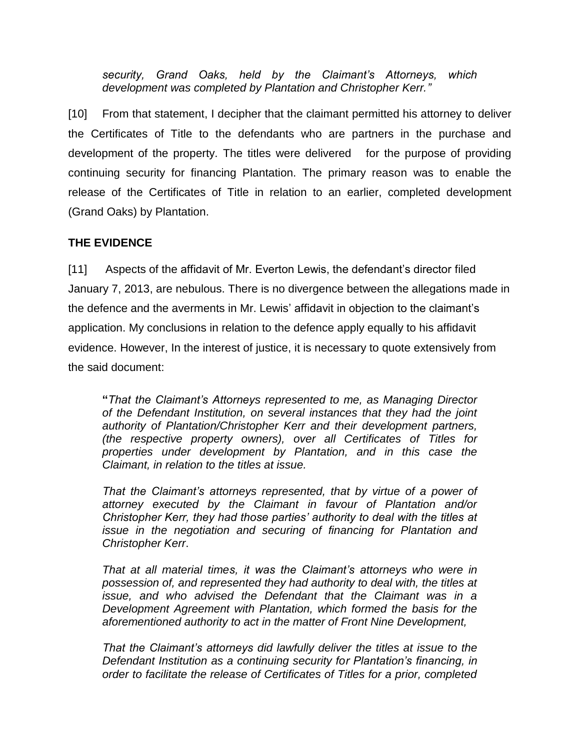> *security, Grand Oaks, held by the Claimant's Attorneys, which development was completed by Plantation and Christopher Kerr."*

[10] From that statement, I decipher that the claimant permitted his attorney to deliver the Certificates of Title to the defendants who are partners in the purchase and development of the property. The titles were delivered for the purpose of providing continuing security for financing Plantation. The primary reason was to enable the release of the Certificates of Title in relation to an earlier, completed development (Grand Oaks) by Plantation.

## THE EVIDENCE

[11] Aspects of the affidavit of Mr. Everton Lewis, the defendant's director filed January 7, 2013, are nebulous. There is no divergence between the allegations made in the defence and the averments in Mr. Lewis' affidavit in objection to the claimant's application. My conclusions in relation to the defence apply equally to his affidavit evidence. However, In the interest of justice, it is necessary to quote extensively from the said document:

> **"***That the Claimant's Attorneys represented to me, as Managing Director of the Defendant Institution, on several instances that they had the joint authority of Plantation/Christopher Kerr and their development partners, (the respective property owners), over all Certificates of Titles for properties under development by Plantation, and in this case the Claimant, in relation to the titles at issue.*
>
> *That the Claimant's attorneys represented, that by virtue of a power of attorney executed by the Claimant in favour of Plantation and/or Christopher Kerr, they had those parties' authority to deal with the titles at issue in the negotiation and securing of financing for Plantation and Christopher Kerr*.
>
> *That at all material times, it was the Claimant's attorneys who were in possession of, and represented they had authority to deal with, the titles at issue, and who advised the Defendant that the Claimant was in a Development Agreement with Plantation, which formed the basis for the aforementioned authority to act in the matter of Front Nine Development,*
>
> *That the Claimant's attorneys did lawfully deliver the titles at issue to the Defendant Institution as a continuing security for Plantation's financing, in order to facilitate the release of Certificates of Titles for a prior, completed*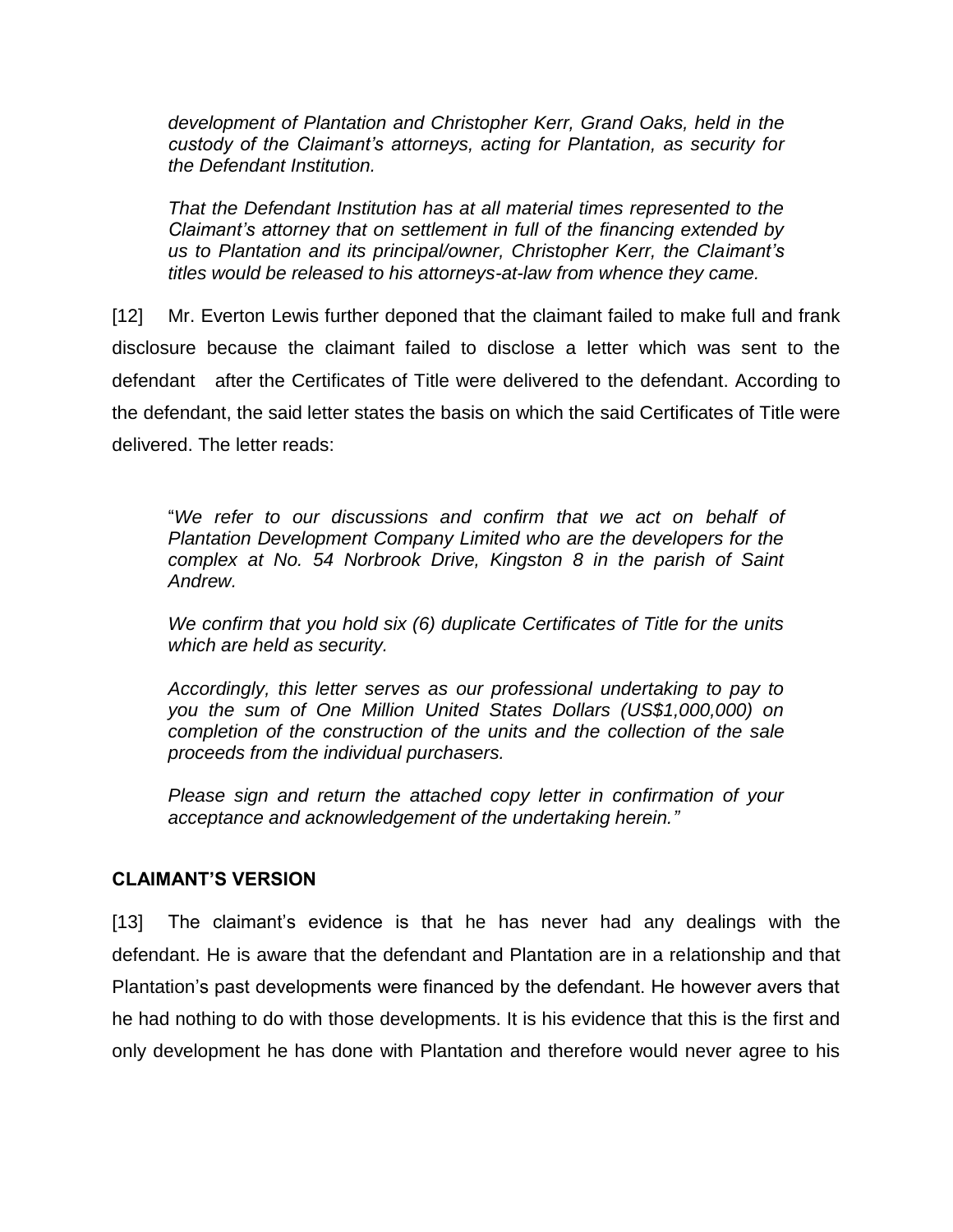*development of Plantation and Christopher Kerr, Grand Oaks, held in the custody of the Claimant's attorneys, acting for Plantation, as security for the Defendant Institution.*

*That the Defendant Institution has at all material times represented to the Claimant's attorney that on settlement in full of the financing extended by us to Plantation and its principal/owner, Christopher Kerr, the Claimant's titles would be released to his attorneys-at-law from whence they came.*

[12] Mr. Everton Lewis further deponed that the claimant failed to make full and frank disclosure because the claimant failed to disclose a letter which was sent to the defendant after the Certificates of Title were delivered to the defendant. According to the defendant, the said letter states the basis on which the said Certificates of Title were delivered. The letter reads:

"*We refer to our discussions and confirm that we act on behalf of Plantation Development Company Limited who are the developers for the complex at No. 54 Norbrook Drive, Kingston 8 in the parish of Saint Andrew.*

*We confirm that you hold six (6) duplicate Certificates of Title for the units which are held as security.*

*Accordingly, this letter serves as our professional undertaking to pay to you the sum of One Million United States Dollars (US$1,000,000) on completion of the construction of the units and the collection of the sale proceeds from the individual purchasers.*

*Please sign and return the attached copy letter in confirmation of your acceptance and acknowledgement of the undertaking herein."*

## CLAIMANT'S VERSION

[13] The claimant's evidence is that he has never had any dealings with the defendant. He is aware that the defendant and Plantation are in a relationship and that Plantation's past developments were financed by the defendant. He however avers that he had nothing to do with those developments. It is his evidence that this is the first and only development he has done with Plantation and therefore would never agree to his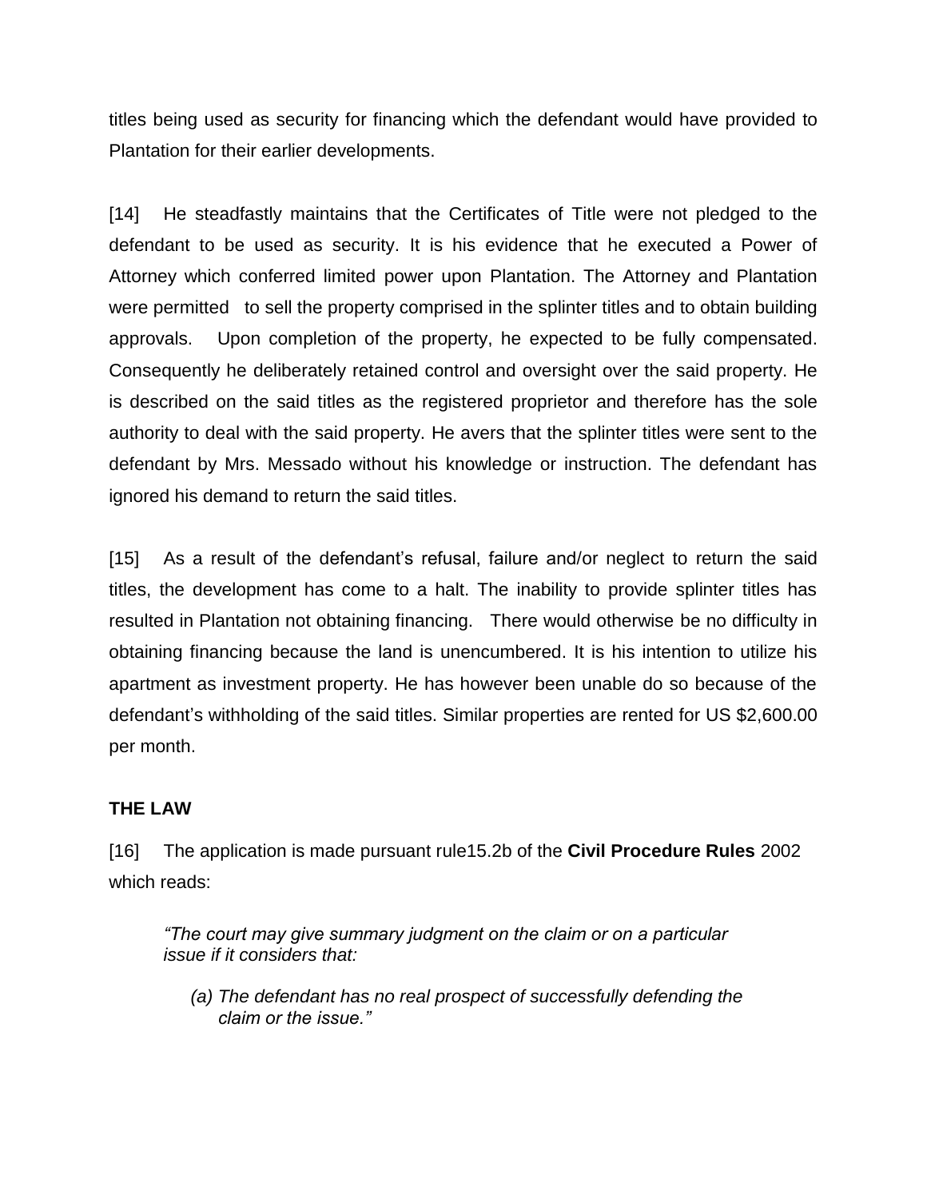titles being used as security for financing which the defendant would have provided to Plantation for their earlier developments.

[14] He steadfastly maintains that the Certificates of Title were not pledged to the defendant to be used as security. It is his evidence that he executed a Power of Attorney which conferred limited power upon Plantation. The Attorney and Plantation were permitted to sell the property comprised in the splinter titles and to obtain building approvals. Upon completion of the property, he expected to be fully compensated. Consequently he deliberately retained control and oversight over the said property. He is described on the said titles as the registered proprietor and therefore has the sole authority to deal with the said property. He avers that the splinter titles were sent to the defendant by Mrs. Messado without his knowledge or instruction. The defendant has ignored his demand to return the said titles.

[15] As a result of the defendant's refusal, failure and/or neglect to return the said titles, the development has come to a halt. The inability to provide splinter titles has resulted in Plantation not obtaining financing. There would otherwise be no difficulty in obtaining financing because the land is unencumbered. It is his intention to utilize his apartment as investment property. He has however been unable do so because of the defendant's withholding of the said titles. Similar properties are rented for US $2,600.00 per month.

**THE LAW**

[16] The application is made pursuant rule15.2b of the **Civil Procedure Rules** 2002 which reads:

> *"The court may give summary judgment on the claim or on a particular issue if it considers that:*
>
> *(a) The defendant has no real prospect of successfully defending the claim or the issue."*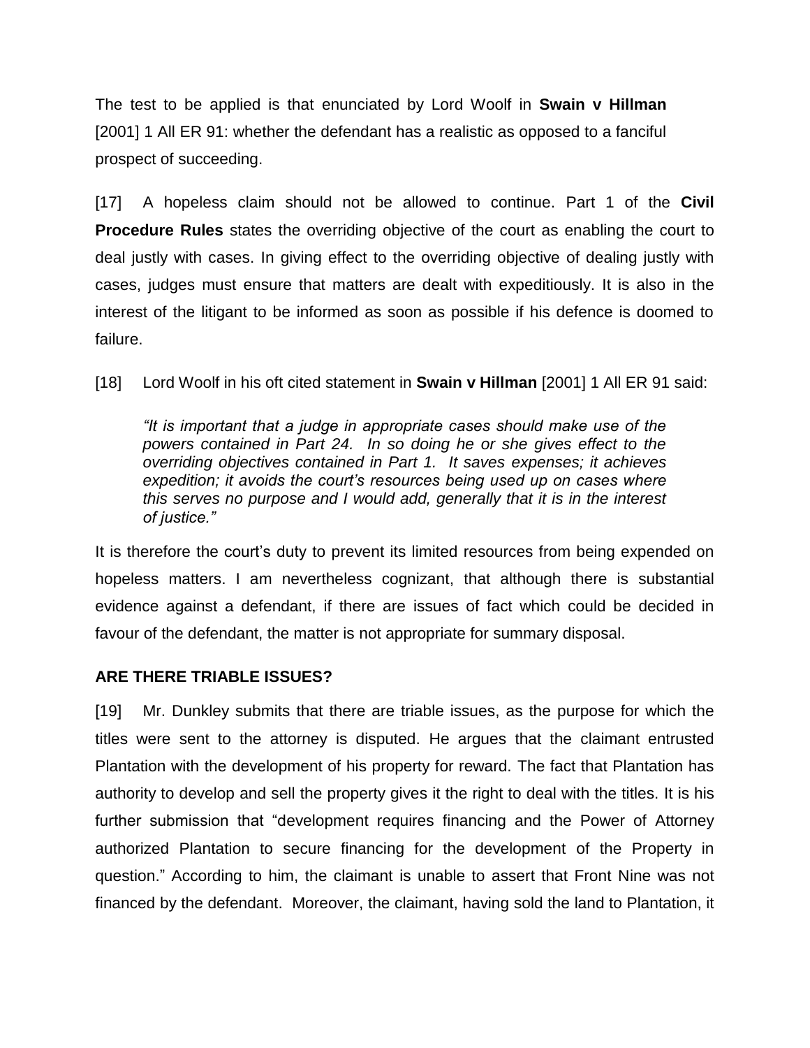The test to be applied is that enunciated by Lord Woolf in **Swain v Hillman** [2001] 1 All ER 91: whether the defendant has a realistic as opposed to a fanciful prospect of succeeding.

[17] A hopeless claim should not be allowed to continue. Part 1 of the **Civil Procedure Rules** states the overriding objective of the court as enabling the court to deal justly with cases. In giving effect to the overriding objective of dealing justly with cases, judges must ensure that matters are dealt with expeditiously. It is also in the interest of the litigant to be informed as soon as possible if his defence is doomed to failure.

[18] Lord Woolf in his oft cited statement in **Swain v Hillman** [2001] 1 All ER 91 said:

> *"It is important that a judge in appropriate cases should make use of the powers contained in Part 24. In so doing he or she gives effect to the overriding objectives contained in Part 1. It saves expenses; it achieves expedition; it avoids the court's resources being used up on cases where this serves no purpose and I would add, generally that it is in the interest of justice."*

It is therefore the court's duty to prevent its limited resources from being expended on hopeless matters. I am nevertheless cognizant, that although there is substantial evidence against a defendant, if there are issues of fact which could be decided in favour of the defendant, the matter is not appropriate for summary disposal.

## ARE THERE TRIABLE ISSUES?

[19] Mr. Dunkley submits that there are triable issues, as the purpose for which the titles were sent to the attorney is disputed. He argues that the claimant entrusted Plantation with the development of his property for reward. The fact that Plantation has authority to develop and sell the property gives it the right to deal with the titles. It is his further submission that "development requires financing and the Power of Attorney authorized Plantation to secure financing for the development of the Property in question." According to him, the claimant is unable to assert that Front Nine was not financed by the defendant. Moreover, the claimant, having sold the land to Plantation, it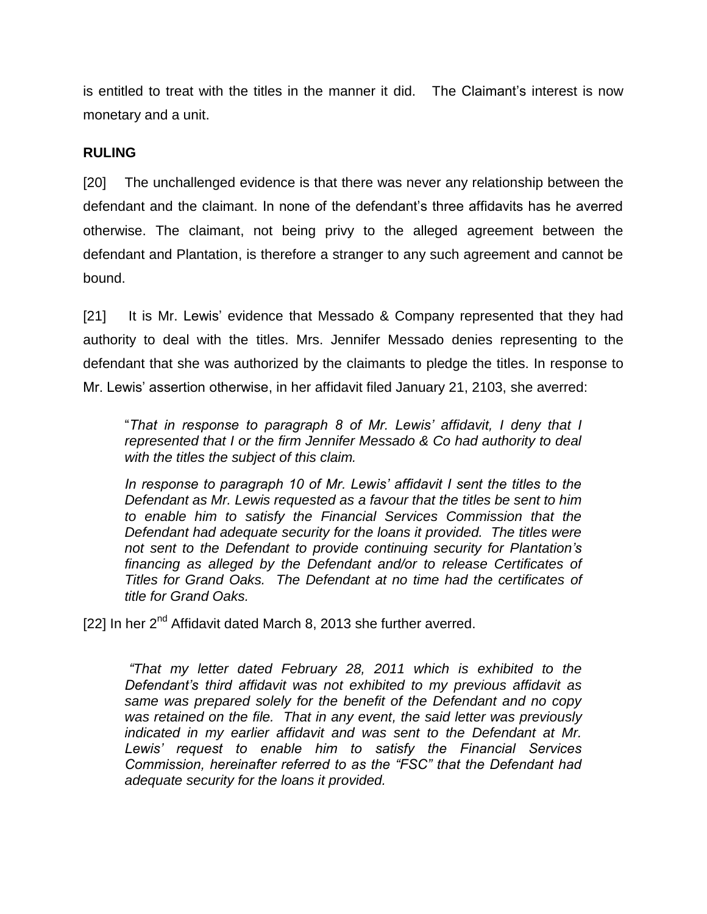is entitled to treat with the titles in the manner it did. The Claimant's interest is now monetary and a unit.

**RULING**

[20] The unchallenged evidence is that there was never any relationship between the defendant and the claimant. In none of the defendant's three affidavits has he averred otherwise. The claimant, not being privy to the alleged agreement between the defendant and Plantation, is therefore a stranger to any such agreement and cannot be bound.

[21] It is Mr. Lewis' evidence that Messado & Company represented that they had authority to deal with the titles. Mrs. Jennifer Messado denies representing to the defendant that she was authorized by the claimants to pledge the titles. In response to Mr. Lewis' assertion otherwise, in her affidavit filed January 21, 2103, she averred:

> "*That in response to paragraph 8 of Mr. Lewis' affidavit, I deny that I represented that I or the firm Jennifer Messado & Co had authority to deal with the titles the subject of this claim.*
>
> *In response to paragraph 10 of Mr. Lewis' affidavit I sent the titles to the Defendant as Mr. Lewis requested as a favour that the titles be sent to him to enable him to satisfy the Financial Services Commission that the Defendant had adequate security for the loans it provided. The titles were not sent to the Defendant to provide continuing security for Plantation's financing as alleged by the Defendant and/or to release Certificates of Titles for Grand Oaks. The Defendant at no time had the certificates of title for Grand Oaks.*

[22] In her 2nd Affidavit dated March 8, 2013 she further averred.

> *"That my letter dated February 28, 2011 which is exhibited to the Defendant's third affidavit was not exhibited to my previous affidavit as same was prepared solely for the benefit of the Defendant and no copy was retained on the file. That in any event, the said letter was previously indicated in my earlier affidavit and was sent to the Defendant at Mr. Lewis' request to enable him to satisfy the Financial Services Commission, hereinafter referred to as the "FSC" that the Defendant had adequate security for the loans it provided.*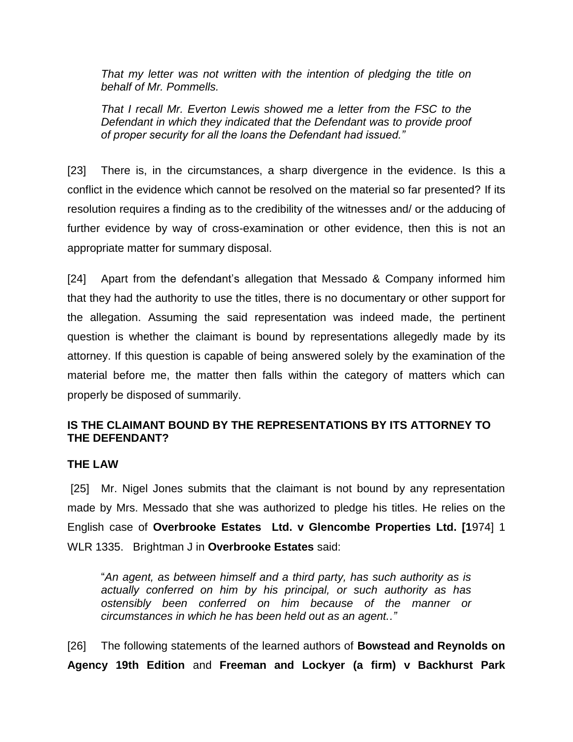*That my letter was not written with the intention of pledging the title on behalf of Mr. Pommells.*

*That I recall Mr. Everton Lewis showed me a letter from the FSC to the Defendant in which they indicated that the Defendant was to provide proof of proper security for all the loans the Defendant had issued."*

[23] There is, in the circumstances, a sharp divergence in the evidence. Is this a conflict in the evidence which cannot be resolved on the material so far presented? If its resolution requires a finding as to the credibility of the witnesses and/ or the adducing of further evidence by way of cross-examination or other evidence, then this is not an appropriate matter for summary disposal.

[24] Apart from the defendant's allegation that Messado & Company informed him that they had the authority to use the titles, there is no documentary or other support for the allegation. Assuming the said representation was indeed made, the pertinent question is whether the claimant is bound by representations allegedly made by its attorney. If this question is capable of being answered solely by the examination of the material before me, the matter then falls within the category of matters which can properly be disposed of summarily.

**IS THE CLAIMANT BOUND BY THE REPRESENTATIONS BY ITS ATTORNEY TO THE DEFENDANT?**

**THE LAW**

[25] Mr. Nigel Jones submits that the claimant is not bound by any representation made by Mrs. Messado that she was authorized to pledge his titles. He relies on the English case of **Overbrooke Estates Ltd. v Glencombe Properties Ltd. [1**974] 1 WLR 1335. Brightman J in **Overbrooke Estates** said:

"*An agent, as between himself and a third party, has such authority as is actually conferred on him by his principal, or such authority as has ostensibly been conferred on him because of the manner or circumstances in which he has been held out as an agent.."*

[26] The following statements of the learned authors of **Bowstead and Reynolds on Agency 19th Edition** and **Freeman and Lockyer (a firm) v Backhurst Park**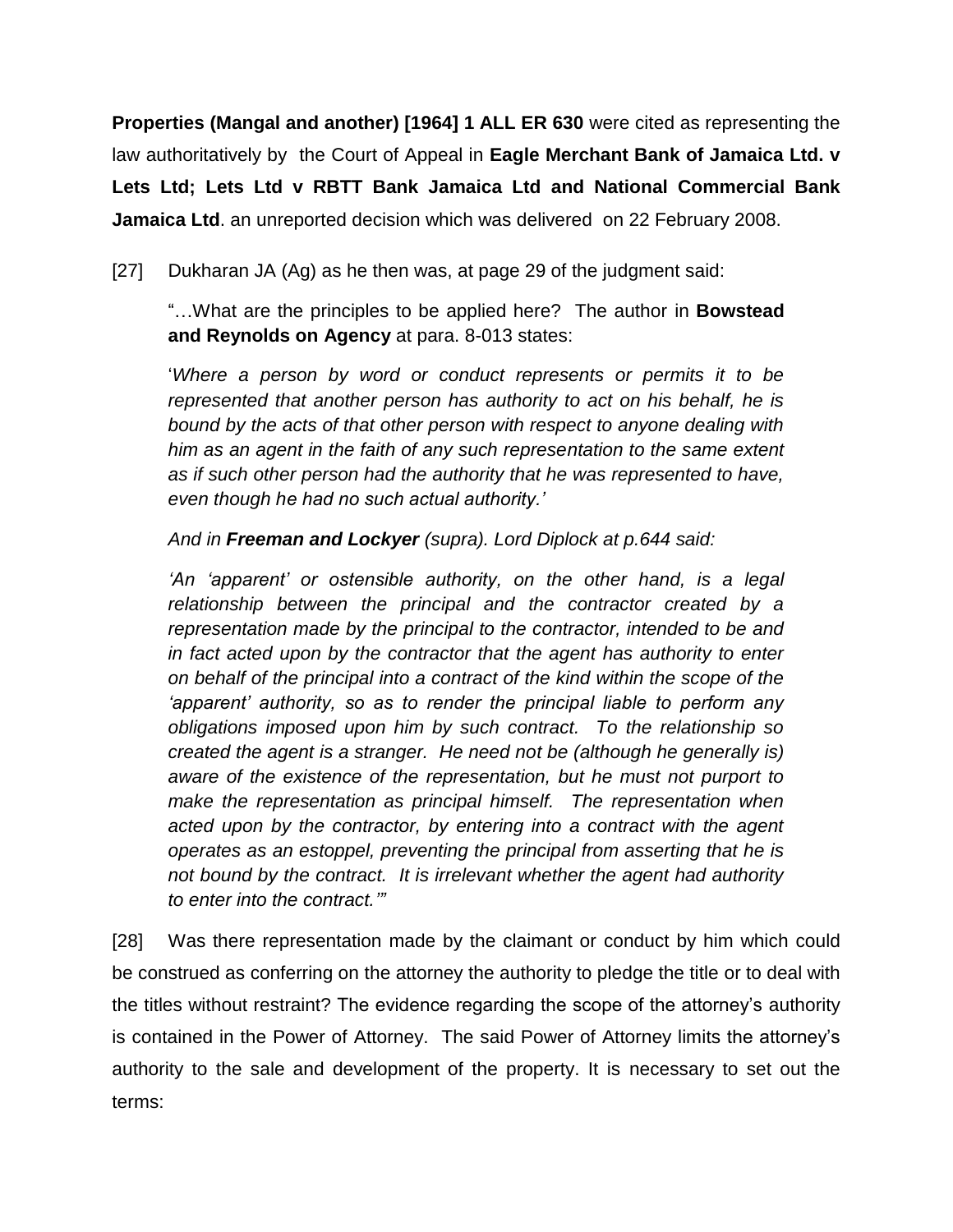**Properties (Mangal and another) [1964] 1 ALL ER 630** were cited as representing the law authoritatively by the Court of Appeal in **Eagle Merchant Bank of Jamaica Ltd. v Lets Ltd; Lets Ltd v RBTT Bank Jamaica Ltd and National Commercial Bank Jamaica Ltd**. an unreported decision which was delivered on 22 February 2008.

[27] Dukharan JA (Ag) as he then was, at page 29 of the judgment said:

> "…What are the principles to be applied here? The author in **Bowstead and Reynolds on Agency** at para. 8-013 states:
>
> '*Where a person by word or conduct represents or permits it to be represented that another person has authority to act on his behalf, he is bound by the acts of that other person with respect to anyone dealing with him as an agent in the faith of any such representation to the same extent as if such other person had the authority that he was represented to have, even though he had no such actual authority.*'
>
> *And in **Freeman and Lockyer** (supra). Lord Diplock at p.644 said:*
>
> *'An 'apparent' or ostensible authority, on the other hand, is a legal relationship between the principal and the contractor created by a representation made by the principal to the contractor, intended to be and in fact acted upon by the contractor that the agent has authority to enter on behalf of the principal into a contract of the kind within the scope of the 'apparent' authority, so as to render the principal liable to perform any obligations imposed upon him by such contract. To the relationship so created the agent is a stranger. He need not be (although he generally is) aware of the existence of the representation, but he must not purport to make the representation as principal himself. The representation when acted upon by the contractor, by entering into a contract with the agent operates as an estoppel, preventing the principal from asserting that he is not bound by the contract. It is irrelevant whether the agent had authority to enter into the contract.'"*

[28] Was there representation made by the claimant or conduct by him which could be construed as conferring on the attorney the authority to pledge the title or to deal with the titles without restraint? The evidence regarding the scope of the attorney's authority is contained in the Power of Attorney. The said Power of Attorney limits the attorney's authority to the sale and development of the property. It is necessary to set out the terms: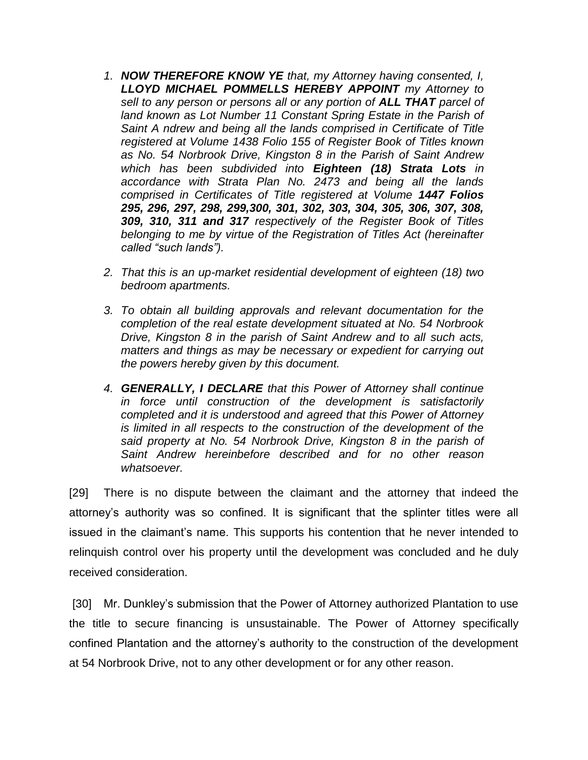1. ***NOW THEREFORE KNOW YE*** *that, my Attorney having consented, I,* ***LLOYD MICHAEL POMMELLS HEREBY APPOINT*** *my Attorney to sell to any person or persons all or any portion of* ***ALL THAT*** *parcel of land known as Lot Number 11 Constant Spring Estate in the Parish of Saint A ndrew and being all the lands comprised in Certificate of Title registered at Volume 1438 Folio 155 of Register Book of Titles known as No. 54 Norbrook Drive, Kingston 8 in the Parish of Saint Andrew which has been subdivided into* ***Eighteen (18) Strata Lots*** *in accordance with Strata Plan No. 2473 and being all the lands comprised in Certificates of Title registered at Volume* ***1447 Folios 295, 296, 297, 298, 299,300, 301, 302, 303, 304, 305, 306, 307, 308, 309, 310, 311 and 317*** *respectively of the Register Book of Titles belonging to me by virtue of the Registration of Titles Act (hereinafter called "such lands").*

2. *That this is an up-market residential development of eighteen (18) two bedroom apartments.*

3. *To obtain all building approvals and relevant documentation for the completion of the real estate development situated at No. 54 Norbrook Drive, Kingston 8 in the parish of Saint Andrew and to all such acts, matters and things as may be necessary or expedient for carrying out the powers hereby given by this document.*

4. ***GENERALLY, I DECLARE*** *that this Power of Attorney shall continue in force until construction of the development is satisfactorily completed and it is understood and agreed that this Power of Attorney is limited in all respects to the construction of the development of the said property at No. 54 Norbrook Drive, Kingston 8 in the parish of Saint Andrew hereinbefore described and for no other reason whatsoever.*

[29] There is no dispute between the claimant and the attorney that indeed the attorney's authority was so confined. It is significant that the splinter titles were all issued in the claimant's name. This supports his contention that he never intended to relinquish control over his property until the development was concluded and he duly received consideration.

[30] Mr. Dunkley's submission that the Power of Attorney authorized Plantation to use the title to secure financing is unsustainable. The Power of Attorney specifically confined Plantation and the attorney's authority to the construction of the development at 54 Norbrook Drive, not to any other development or for any other reason.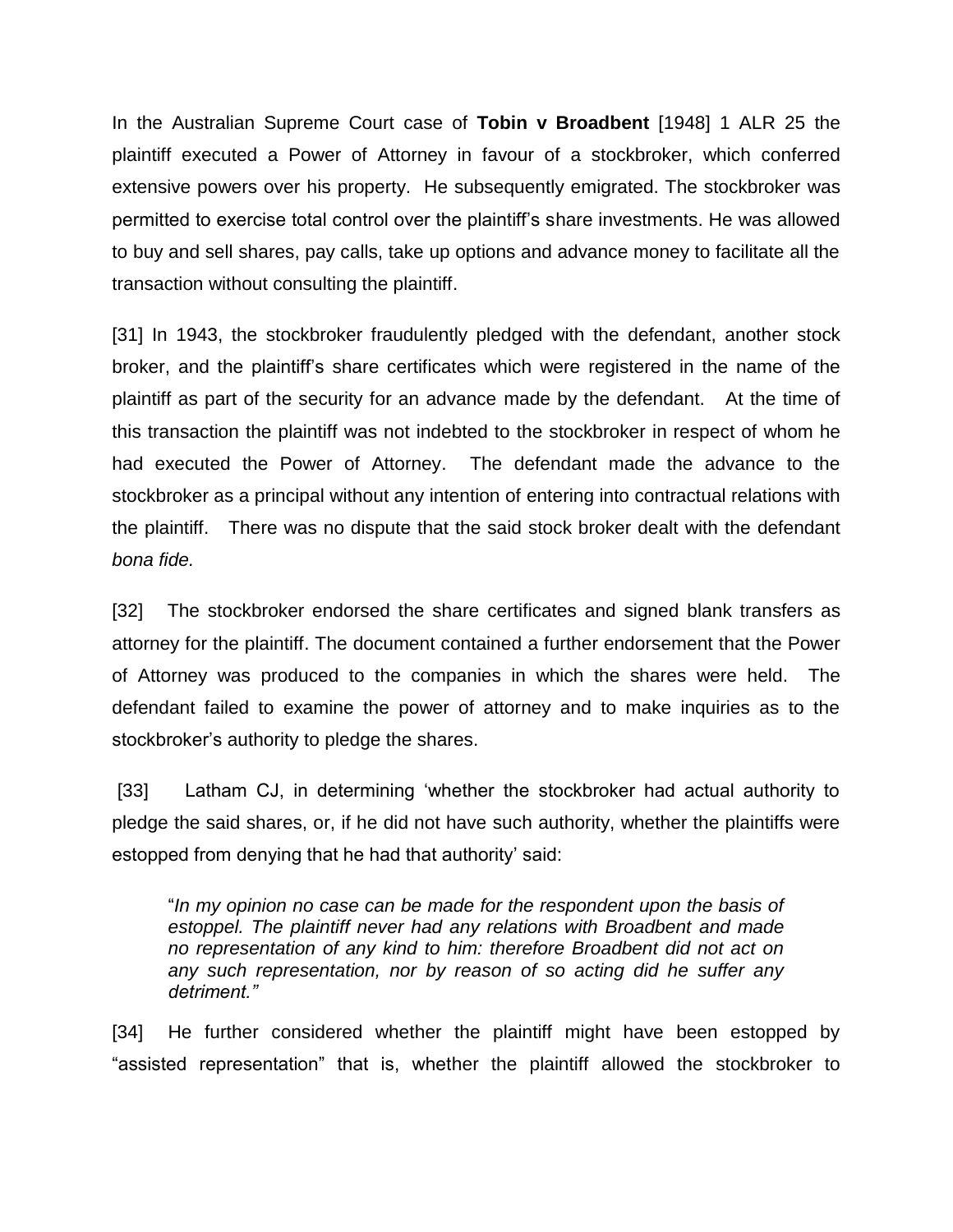In the Australian Supreme Court case of **Tobin v Broadbent** [1948] 1 ALR 25 the plaintiff executed a Power of Attorney in favour of a stockbroker, which conferred extensive powers over his property. He subsequently emigrated. The stockbroker was permitted to exercise total control over the plaintiff's share investments. He was allowed to buy and sell shares, pay calls, take up options and advance money to facilitate all the transaction without consulting the plaintiff.

[31] In 1943, the stockbroker fraudulently pledged with the defendant, another stock broker, and the plaintiff's share certificates which were registered in the name of the plaintiff as part of the security for an advance made by the defendant. At the time of this transaction the plaintiff was not indebted to the stockbroker in respect of whom he had executed the Power of Attorney. The defendant made the advance to the stockbroker as a principal without any intention of entering into contractual relations with the plaintiff. There was no dispute that the said stock broker dealt with the defendant *bona fide.*

[32] The stockbroker endorsed the share certificates and signed blank transfers as attorney for the plaintiff. The document contained a further endorsement that the Power of Attorney was produced to the companies in which the shares were held. The defendant failed to examine the power of attorney and to make inquiries as to the stockbroker's authority to pledge the shares.

[33] Latham CJ, in determining 'whether the stockbroker had actual authority to pledge the said shares, or, if he did not have such authority, whether the plaintiffs were estopped from denying that he had that authority' said:

> "*In my opinion no case can be made for the respondent upon the basis of estoppel. The plaintiff never had any relations with Broadbent and made no representation of any kind to him: therefore Broadbent did not act on any such representation, nor by reason of so acting did he suffer any detriment."*

[34] He further considered whether the plaintiff might have been estopped by "assisted representation" that is, whether the plaintiff allowed the stockbroker to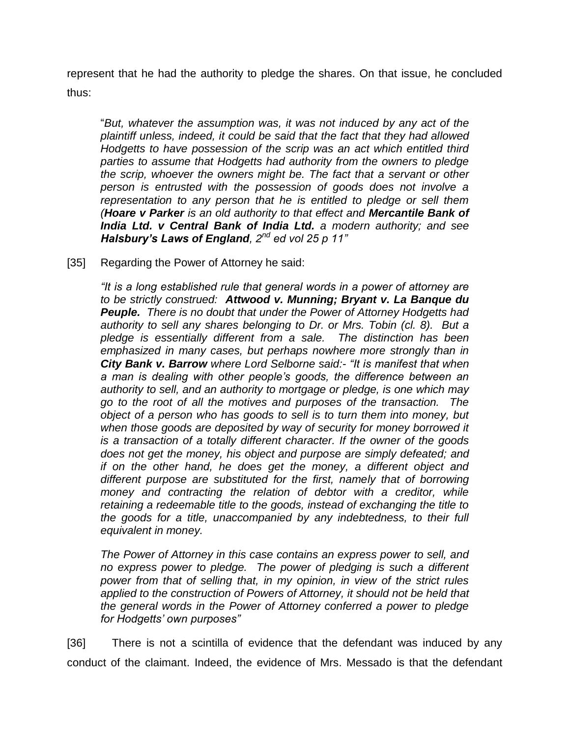represent that he had the authority to pledge the shares. On that issue, he concluded thus:

> "*But, whatever the assumption was, it was not induced by any act of the plaintiff unless, indeed, it could be said that the fact that they had allowed Hodgetts to have possession of the scrip was an act which entitled third parties to assume that Hodgetts had authority from the owners to pledge the scrip, whoever the owners might be. The fact that a servant or other person is entrusted with the possession of goods does not involve a representation to any person that he is entitled to pledge or sell them (**Hoare v Parker** is an old authority to that effect and **Mercantile Bank of India Ltd. v Central Bank of India Ltd.** a modern authority; and see **Halsbury's Laws of England**, 2nd ed vol 25 p 11"*

[35] Regarding the Power of Attorney he said:

> *"It is a long established rule that general words in a power of attorney are to be strictly construed: **Attwood v. Munning; Bryant v. La Banque du Peuple.** There is no doubt that under the Power of Attorney Hodgetts had authority to sell any shares belonging to Dr. or Mrs. Tobin (cl. 8). But a pledge is essentially different from a sale. The distinction has been emphasized in many cases, but perhaps nowhere more strongly than in **City Bank v. Barrow** where Lord Selborne said:- "It is manifest that when a man is dealing with other people's goods, the difference between an authority to sell, and an authority to mortgage or pledge, is one which may go to the root of all the motives and purposes of the transaction. The object of a person who has goods to sell is to turn them into money, but when those goods are deposited by way of security for money borrowed it is a transaction of a totally different character. If the owner of the goods does not get the money, his object and purpose are simply defeated; and if on the other hand, he does get the money, a different object and different purpose are substituted for the first, namely that of borrowing money and contracting the relation of debtor with a creditor, while retaining a redeemable title to the goods, instead of exchanging the title to the goods for a title, unaccompanied by any indebtedness, to their full equivalent in money.*
>
> *The Power of Attorney in this case contains an express power to sell, and no express power to pledge. The power of pledging is such a different power from that of selling that, in my opinion, in view of the strict rules applied to the construction of Powers of Attorney, it should not be held that the general words in the Power of Attorney conferred a power to pledge for Hodgetts' own purposes"*

[36] There is not a scintilla of evidence that the defendant was induced by any conduct of the claimant. Indeed, the evidence of Mrs. Messado is that the defendant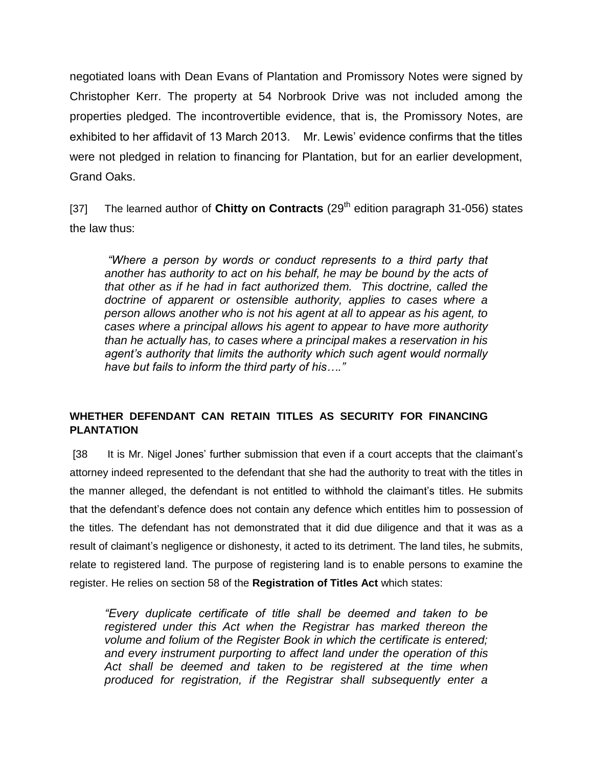negotiated loans with Dean Evans of Plantation and Promissory Notes were signed by Christopher Kerr. The property at 54 Norbrook Drive was not included among the properties pledged. The incontrovertible evidence, that is, the Promissory Notes, are exhibited to her affidavit of 13 March 2013. Mr. Lewis' evidence confirms that the titles were not pledged in relation to financing for Plantation, but for an earlier development, Grand Oaks.

[37] The learned author of **Chitty on Contracts** (29th edition paragraph 31-056) states the law thus:

> *"Where a person by words or conduct represents to a third party that another has authority to act on his behalf, he may be bound by the acts of that other as if he had in fact authorized them. This doctrine, called the doctrine of apparent or ostensible authority, applies to cases where a person allows another who is not his agent at all to appear as his agent, to cases where a principal allows his agent to appear to have more authority than he actually has, to cases where a principal makes a reservation in his agent's authority that limits the authority which such agent would normally have but fails to inform the third party of his…."*

**WHETHER DEFENDANT CAN RETAIN TITLES AS SECURITY FOR FINANCING PLANTATION**

[38 It is Mr. Nigel Jones' further submission that even if a court accepts that the claimant's attorney indeed represented to the defendant that she had the authority to treat with the titles in the manner alleged, the defendant is not entitled to withhold the claimant's titles. He submits that the defendant's defence does not contain any defence which entitles him to possession of the titles. The defendant has not demonstrated that it did due diligence and that it was as a result of claimant's negligence or dishonesty, it acted to its detriment. The land tiles, he submits, relate to registered land. The purpose of registering land is to enable persons to examine the register. He relies on section 58 of the **Registration of Titles Act** which states:

> *"Every duplicate certificate of title shall be deemed and taken to be registered under this Act when the Registrar has marked thereon the volume and folium of the Register Book in which the certificate is entered; and every instrument purporting to affect land under the operation of this Act shall be deemed and taken to be registered at the time when produced for registration, if the Registrar shall subsequently enter a*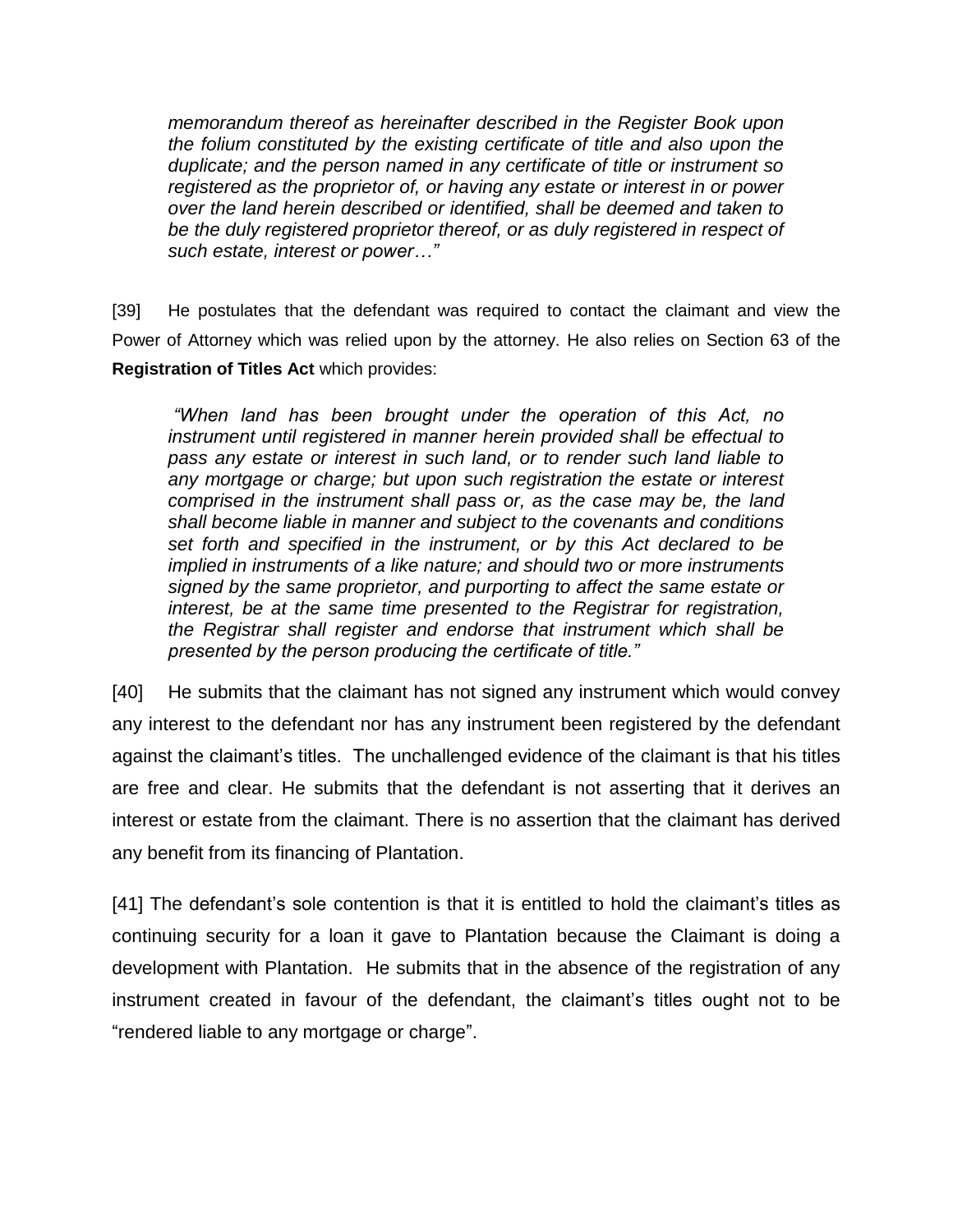*memorandum thereof as hereinafter described in the Register Book upon the folium constituted by the existing certificate of title and also upon the duplicate; and the person named in any certificate of title or instrument so registered as the proprietor of, or having any estate or interest in or power over the land herein described or identified, shall be deemed and taken to be the duly registered proprietor thereof, or as duly registered in respect of such estate, interest or power…"*

[39] He postulates that the defendant was required to contact the claimant and view the Power of Attorney which was relied upon by the attorney. He also relies on Section 63 of the **Registration of Titles Act** which provides:

> *"When land has been brought under the operation of this Act, no instrument until registered in manner herein provided shall be effectual to pass any estate or interest in such land, or to render such land liable to any mortgage or charge; but upon such registration the estate or interest comprised in the instrument shall pass or, as the case may be, the land shall become liable in manner and subject to the covenants and conditions set forth and specified in the instrument, or by this Act declared to be implied in instruments of a like nature; and should two or more instruments signed by the same proprietor, and purporting to affect the same estate or interest, be at the same time presented to the Registrar for registration, the Registrar shall register and endorse that instrument which shall be presented by the person producing the certificate of title."*

[40] He submits that the claimant has not signed any instrument which would convey any interest to the defendant nor has any instrument been registered by the defendant against the claimant's titles. The unchallenged evidence of the claimant is that his titles are free and clear. He submits that the defendant is not asserting that it derives an interest or estate from the claimant. There is no assertion that the claimant has derived any benefit from its financing of Plantation.

[41] The defendant's sole contention is that it is entitled to hold the claimant's titles as continuing security for a loan it gave to Plantation because the Claimant is doing a development with Plantation. He submits that in the absence of the registration of any instrument created in favour of the defendant, the claimant's titles ought not to be "rendered liable to any mortgage or charge".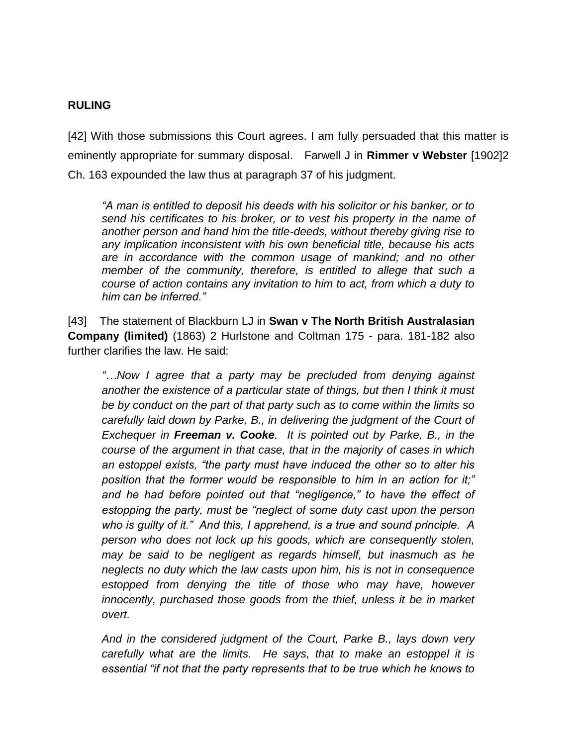**RULING**

[42] With those submissions this Court agrees. I am fully persuaded that this matter is eminently appropriate for summary disposal. Farwell J in **Rimmer v Webster** [1902]2 Ch. 163 expounded the law thus at paragraph 37 of his judgment.

> *"A man is entitled to deposit his deeds with his solicitor or his banker, or to send his certificates to his broker, or to vest his property in the name of another person and hand him the title-deeds, without thereby giving rise to any implication inconsistent with his own beneficial title, because his acts are in accordance with the common usage of mankind; and no other member of the community, therefore, is entitled to allege that such a course of action contains any invitation to him to act, from which a duty to him can be inferred."*

[43] The statement of Blackburn LJ in **Swan v The North British Australasian Company (limited)** (1863) 2 Hurlstone and Coltman 175 - para. 181-182 also further clarifies the law. He said:

> *"…Now I agree that a party may be precluded from denying against another the existence of a particular state of things, but then I think it must be by conduct on the part of that party such as to come within the limits so carefully laid down by Parke, B., in delivering the judgment of the Court of Exchequer in **Freeman v. Cooke**. It is pointed out by Parke, B., in the course of the argument in that case, that in the majority of cases in which an estoppel exists, "the party must have induced the other so to alter his position that the former would be responsible to him in an action for it;" and he had before pointed out that "negligence," to have the effect of estopping the party, must be "neglect of some duty cast upon the person who is guilty of it." And this, I apprehend, is a true and sound principle. A person who does not lock up his goods, which are consequently stolen, may be said to be negligent as regards himself, but inasmuch as he neglects no duty which the law casts upon him, his is not in consequence estopped from denying the title of those who may have, however innocently, purchased those goods from the thief, unless it be in market overt.*
>
> *And in the considered judgment of the Court, Parke B., lays down very carefully what are the limits. He says, that to make an estoppel it is essential "if not that the party represents that to be true which he knows to*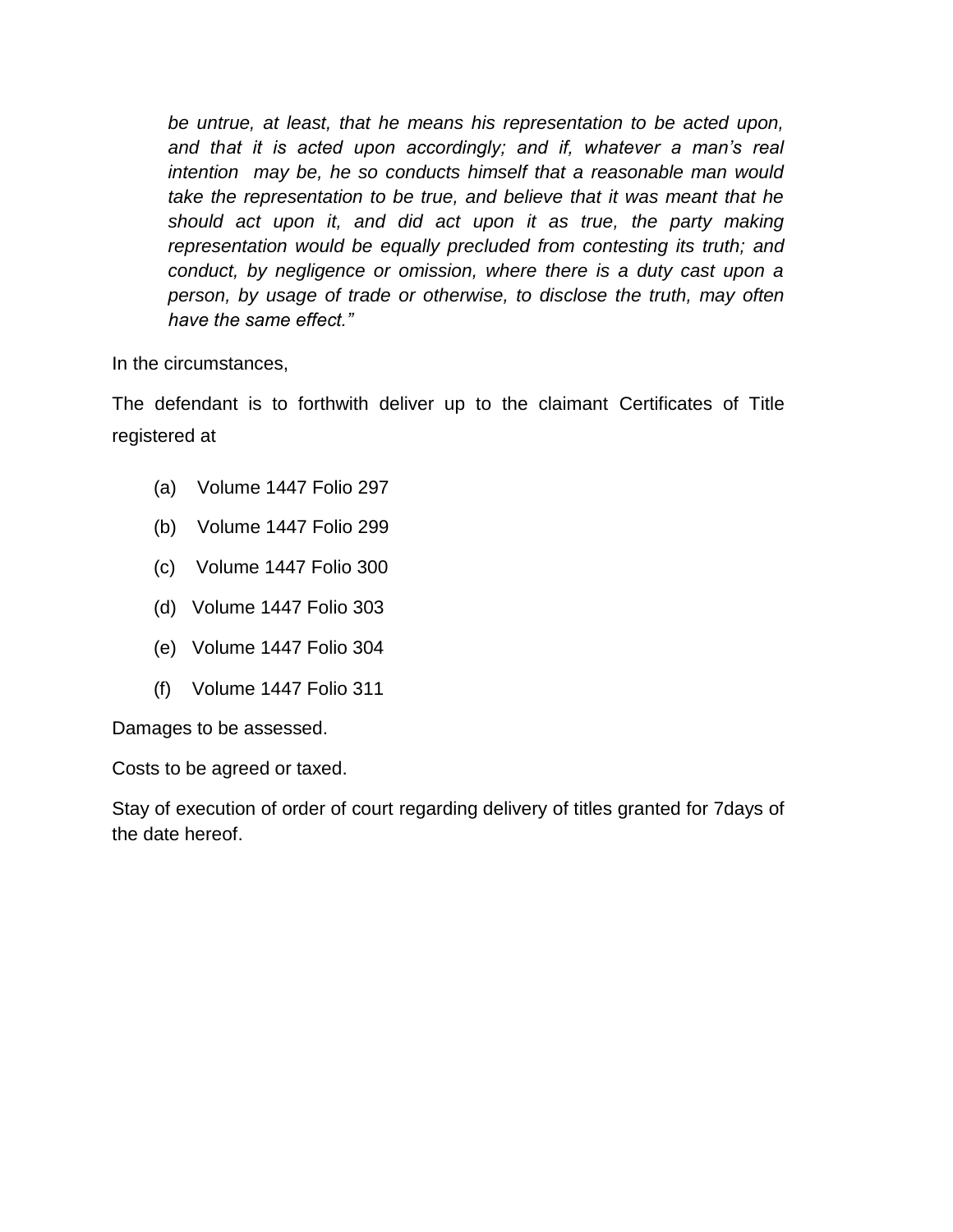> *be untrue, at least, that he means his representation to be acted upon, and that it is acted upon accordingly; and if, whatever a man's real intention may be, he so conducts himself that a reasonable man would take the representation to be true, and believe that it was meant that he should act upon it, and did act upon it as true, the party making representation would be equally precluded from contesting its truth; and conduct, by negligence or omission, where there is a duty cast upon a person, by usage of trade or otherwise, to disclose the truth, may often have the same effect."*

In the circumstances,

The defendant is to forthwith deliver up to the claimant Certificates of Title registered at

(a) Volume 1447 Folio 297

(b) Volume 1447 Folio 299

(c) Volume 1447 Folio 300

(d) Volume 1447 Folio 303

(e) Volume 1447 Folio 304

(f) Volume 1447 Folio 311

Damages to be assessed.

Costs to be agreed or taxed.

Stay of execution of order of court regarding delivery of titles granted for 7days of the date hereof.